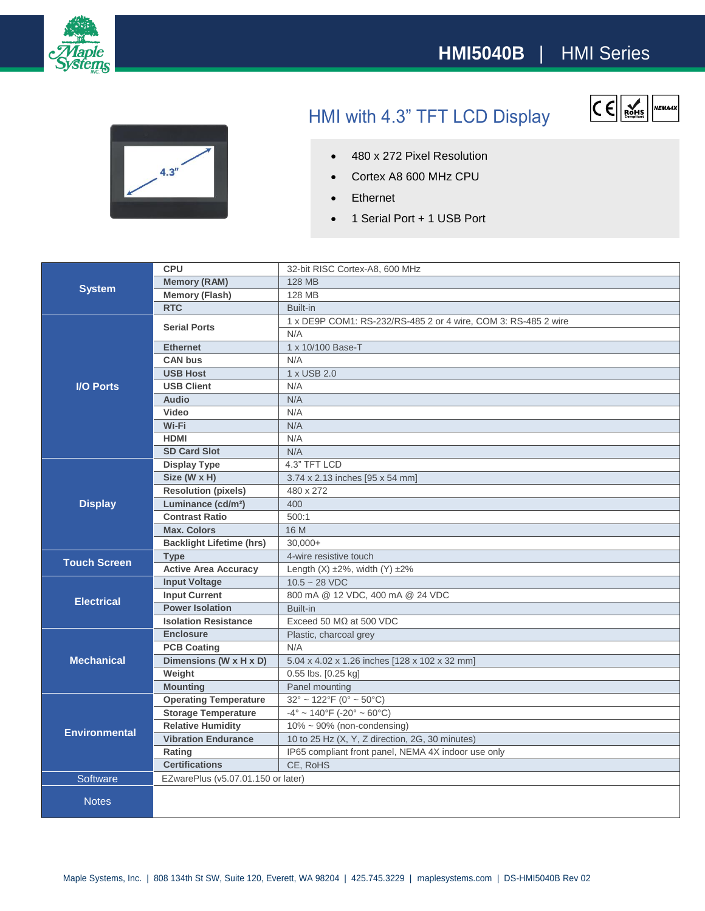# HMI5040B | HMI Series

## HMI with 4.3" TFT LCD Display

- 480 x 272 Pixel Resolution
- Cortex A8 600 MHz CPU
- Ethernet
- 1 Serial Port + 1 USB Port

| | | |
|---|---|---|
| **System** | **CPU** | 32-bit RISC Cortex-A8, 600 MHz |
| | **Memory (RAM)** | 128 MB |
| | **Memory (Flash)** | 128 MB |
| | **RTC** | Built-in |
| **I/O Ports** | **Serial Ports** | 1 x DE9P COM1: RS-232/RS-485 2 or 4 wire, COM 3: RS-485 2 wire |
| | | N/A |
| | **Ethernet** | 1 x 10/100 Base-T |
| | **CAN bus** | N/A |
| | **USB Host** | 1 x USB 2.0 |
| | **USB Client** | N/A |
| | **Audio** | N/A |
| | **Video** | N/A |
| | **Wi-Fi** | N/A |
| | **HDMI** | N/A |
| | **SD Card Slot** | N/A |
| **Display** | **Display Type** | 4.3" TFT LCD |
| | **Size (W x H)** | 3.74 x 2.13 inches [95 x 54 mm] |
| | **Resolution (pixels)** | 480 x 272 |
| | **Luminance (cd/m²)** | 400 |
| | **Contrast Ratio** | 500:1 |
| | **Max. Colors** | 16 M |
| | **Backlight Lifetime (hrs)** | 30,000+ |
| **Touch Screen** | **Type** | 4-wire resistive touch |
| | **Active Area Accuracy** | Length (X) ±2%, width (Y) ±2% |
| **Electrical** | **Input Voltage** | 10.5 ~ 28 VDC |
| | **Input Current** | 800 mA @ 12 VDC, 400 mA @ 24 VDC |
| | **Power Isolation** | Built-in |
| | **Isolation Resistance** | Exceed 50 MΩ at 500 VDC |
| **Mechanical** | **Enclosure** | Plastic, charcoal grey |
| | **PCB Coating** | N/A |
| | **Dimensions (W x H x D)** | 5.04 x 4.02 x 1.26 inches [128 x 102 x 32 mm] |
| | **Weight** | 0.55 lbs. [0.25 kg] |
| | **Mounting** | Panel mounting |
| **Environmental** | **Operating Temperature** | 32° ~ 122°F (0° ~ 50°C) |
| | **Storage Temperature** | -4° ~ 140°F (-20° ~ 60°C) |
| | **Relative Humidity** | 10% ~ 90% (non-condensing) |
| | **Vibration Endurance** | 10 to 25 Hz (X, Y, Z direction, 2G, 30 minutes) |
| | **Rating** | IP65 compliant front panel, NEMA 4X indoor use only |
| | **Certifications** | CE, RoHS |
| Software | EZwarePlus (v5.07.01.150 or later) | |
| Notes | | |

Maple Systems, Inc. | 808 134th St SW, Suite 120, Everett, WA 98204 | 425.745.3229 | maplesystems.com | DS-HMI5040B Rev 02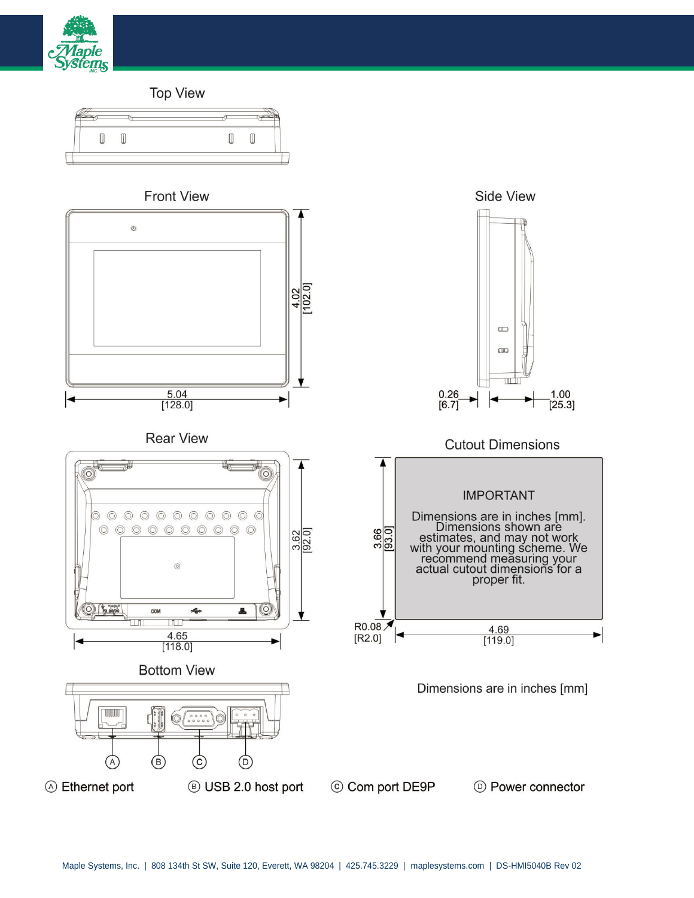## Top View

## Front View

5.04
[128.0]

4.02
[102.0]

## Side View

0.26
[6.7]

1.00
[25.3]

## Rear View

3.62
[92.0]

4.65
[118.0]

COM

## Cutout Dimensions

IMPORTANT

Dimensions are in inches [mm]. Dimensions shown are estimates, and may not work with your mounting scheme. We recommend measuring your actual cutout dimensions for a proper fit.

3.66
[93.0]

R0.08
[R2.0]

4.69
[119.0]

## Bottom View

Dimensions are in inches [mm]

Ⓐ Ethernet port
Ⓑ USB 2.0 host port
Ⓒ Com port DE9P
Ⓓ Power connector

Maple Systems, Inc. | 808 134th St SW, Suite 120, Everett, WA 98204 | 425.745.3229 | maplesystems.com | DS-HMI5040B Rev 02